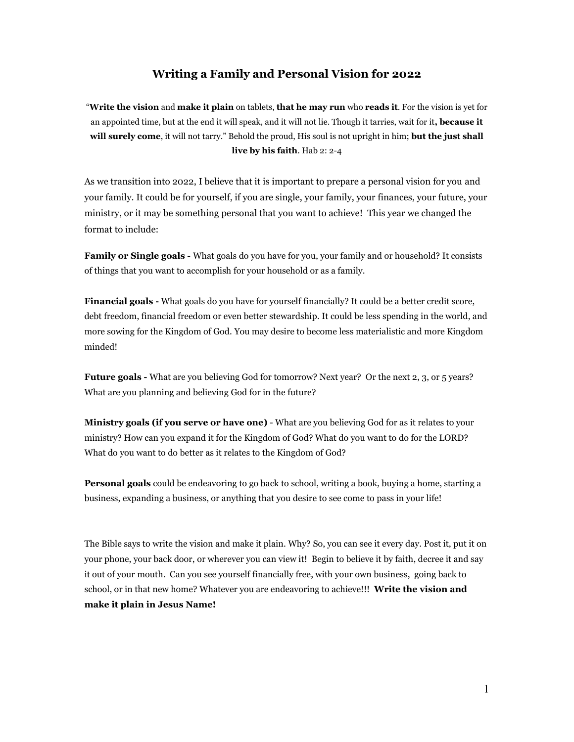# Writing a Family and Personal Vision for 2022

"**Write the vision** and **make it plain** on tablets, **that he may run** who **reads it**. For the vision is yet for an appointed time, but at the end it will speak, and it will not lie. Though it tarries, wait for it**, because it will surely come**, it will not tarry." Behold the proud, His soul is not upright in him; **but the just shall live by his faith**. Hab 2: 2-4

As we transition into 2022, I believe that it is important to prepare a personal vision for you and your family. It could be for yourself, if you are single, your family, your finances, your future, your ministry, or it may be something personal that you want to achieve! This year we changed the format to include:

**Family or Single goals -** What goals do you have for you, your family and or household? It consists of things that you want to accomplish for your household or as a family.

**Financial goals -** What goals do you have for yourself financially? It could be a better credit score, debt freedom, financial freedom or even better stewardship. It could be less spending in the world, and more sowing for the Kingdom of God. You may desire to become less materialistic and more Kingdom minded!

**Future goals -** What are you believing God for tomorrow? Next year? Or the next 2, 3, or 5 years? What are you planning and believing God for in the future?

**Ministry goals (if you serve or have one)** - What are you believing God for as it relates to your ministry? How can you expand it for the Kingdom of God? What do you want to do for the LORD? What do you want to do better as it relates to the Kingdom of God?

**Personal goals** could be endeavoring to go back to school, writing a book, buying a home, starting a business, expanding a business, or anything that you desire to see come to pass in your life!

The Bible says to write the vision and make it plain. Why? So, you can see it every day. Post it, put it on your phone, your back door, or wherever you can view it! Begin to believe it by faith, decree it and say it out of your mouth. Can you see yourself financially free, with your own business, going back to school, or in that new home? Whatever you are endeavoring to achieve!!! **Write the vision and make it plain in Jesus Name!**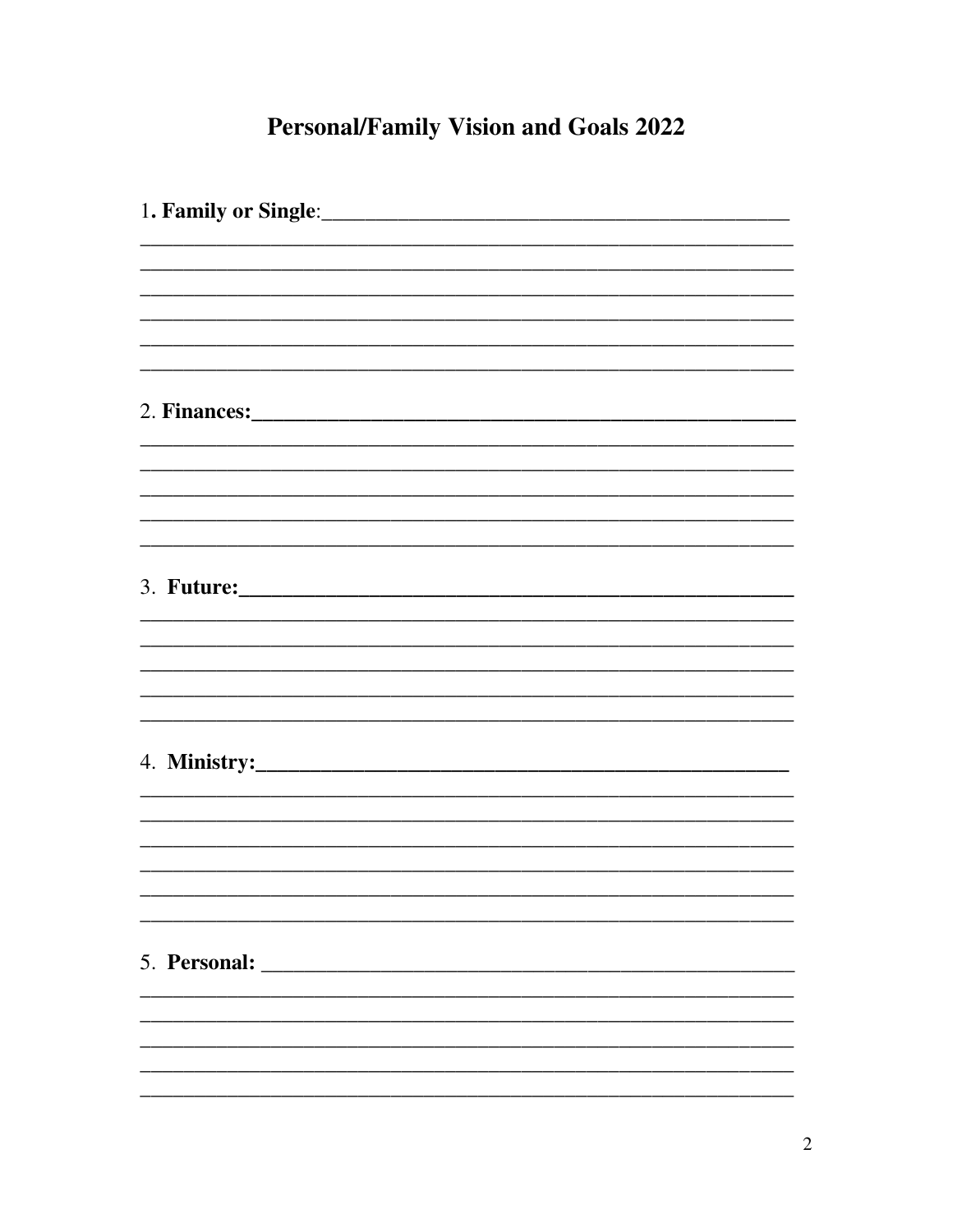# Personal/Family Vision and Goals 2022

1. **Family or Single**:______________________________________________
_______________________________________________________________
_______________________________________________________________
_______________________________________________________________
_______________________________________________________________
_______________________________________________________________
_______________________________________________________________

2. **Finances:**________________________________________________
_______________________________________________________________
_______________________________________________________________
_______________________________________________________________
_______________________________________________________________
_______________________________________________________________

3. **Future:**__________________________________________________
_______________________________________________________________
_______________________________________________________________
_______________________________________________________________
_______________________________________________________________
_______________________________________________________________

4. **Ministry:**________________________________________________
_______________________________________________________________
_______________________________________________________________
_______________________________________________________________
_______________________________________________________________
_______________________________________________________________
_______________________________________________________________

5. **Personal:** _______________________________________________
_______________________________________________________________
_______________________________________________________________
_______________________________________________________________
_______________________________________________________________
_______________________________________________________________